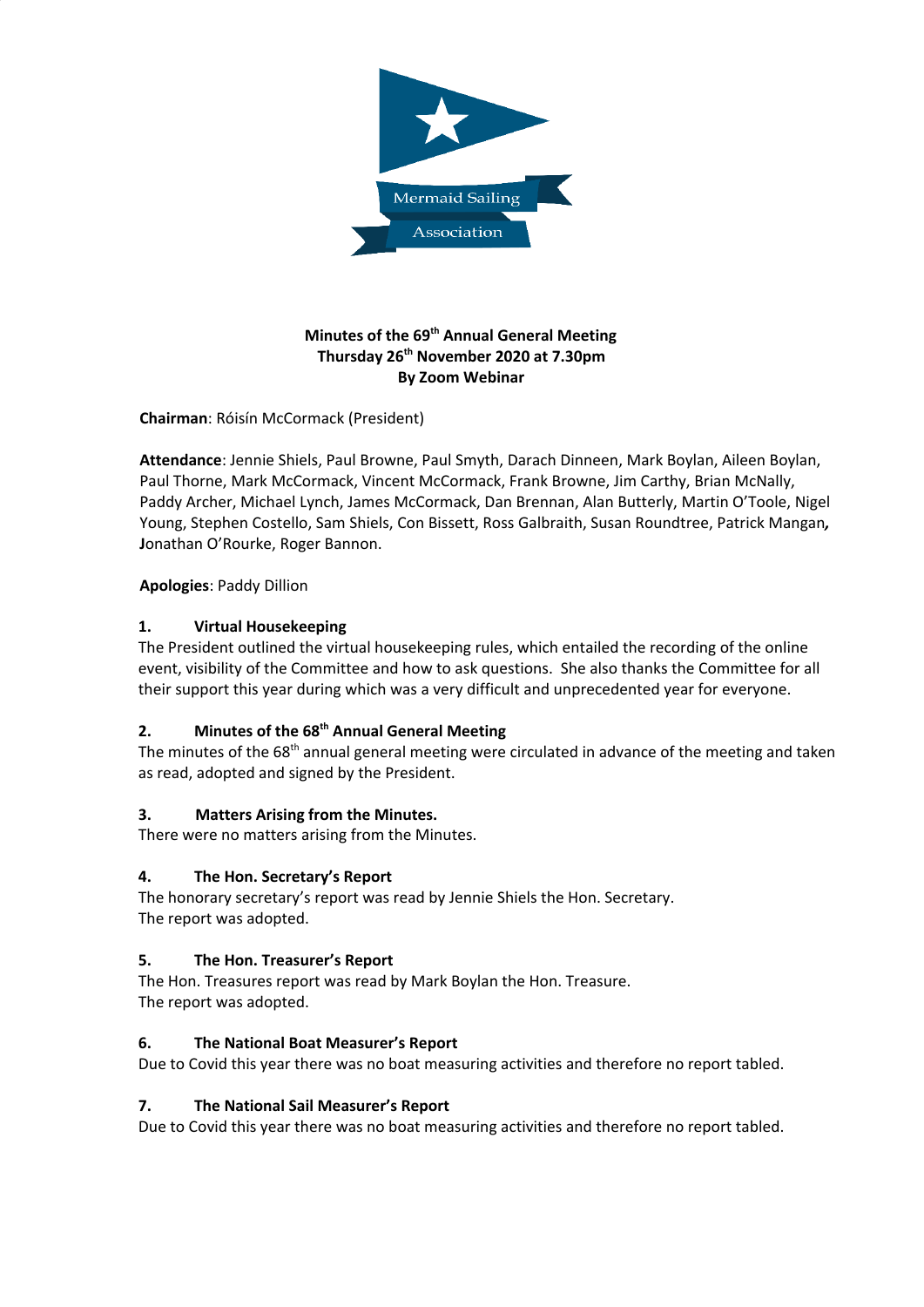**Minutes of the 69th Annual General Meeting**
**Thursday 26th November 2020 at 7.30pm**
**By Zoom Webinar**

**Chairman**: Róisín McCormack (President)

**Attendance**: Jennie Shiels, Paul Browne, Paul Smyth, Darach Dinneen, Mark Boylan, Aileen Boylan, Paul Thorne, Mark McCormack, Vincent McCormack, Frank Browne, Jim Carthy, Brian McNally, Paddy Archer, Michael Lynch, James McCormack, Dan Brennan, Alan Buttery, Martin O'Toole, Nigel Young, Stephen Costello, Sam Shiels, Con Bissett, Ross Galbraith, Susan Roundtree, Patrick Mangan, Jonathan O'Rourke, Roger Bannon.

**Apologies**: Paddy Dillion

## 1. Virtual Housekeeping

The President outlined the virtual housekeeping rules, which entailed the recording of the online event, visibility of the Committee and how to ask questions. She also thanks the Committee for all their support this year during which was a very difficult and unprecedented year for everyone.

## 2. Minutes of the 68th Annual General Meeting

The minutes of the 68th annual general meeting were circulated in advance of the meeting and taken as read, adopted and signed by the President.

## 3. Matters Arising from the Minutes.

There were no matters arising from the Minutes.

## 4. The Hon. Secretary's Report

The honorary secretary's report was read by Jennie Shiels the Hon. Secretary.
The report was adopted.

## 5. The Hon. Treasurer's Report

The Hon. Treasures report was read by Mark Boylan the Hon. Treasure.
The report was adopted.

## 6. The National Boat Measurer's Report

Due to Covid this year there was no boat measuring activities and therefore no report tabled.

## 7. The National Sail Measurer's Report

Due to Covid this year there was no boat measuring activities and therefore no report tabled.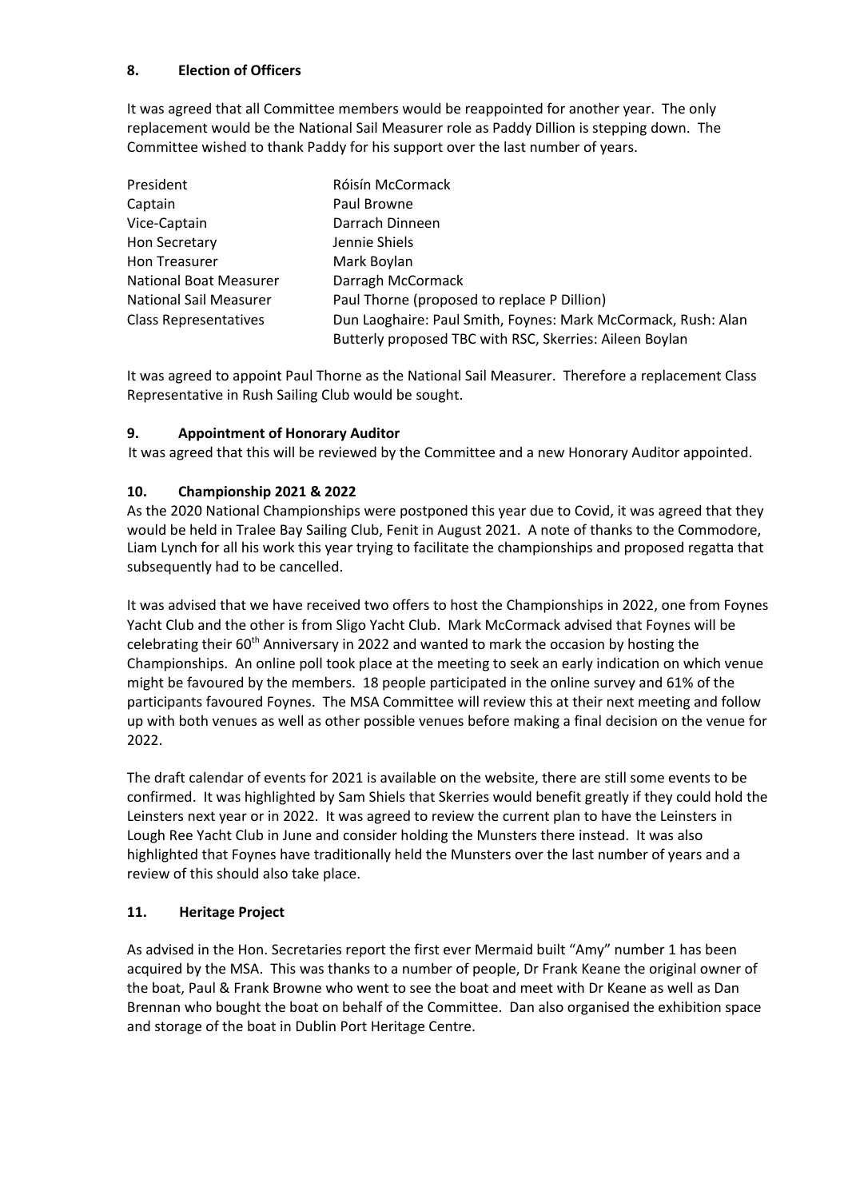## 8. Election of Officers

It was agreed that all Committee members would be reappointed for another year. The only replacement would be the National Sail Measurer role as Paddy Dillion is stepping down. The Committee wished to thank Paddy for his support over the last number of years.

| | |
|---|---|
| President | Róisín McCormack |
| Captain | Paul Browne |
| Vice-Captain | Darrach Dinneen |
| Hon Secretary | Jennie Shiels |
| Hon Treasurer | Mark Boylan |
| National Boat Measurer | Darragh McCormack |
| National Sail Measurer | Paul Thorne (proposed to replace P Dillion) |
| Class Representatives | Dun Laoghaire: Paul Smith, Foynes: Mark McCormack, Rush: Alan Butterly proposed TBC with RSC, Skerries: Aileen Boylan |

It was agreed to appoint Paul Thorne as the National Sail Measurer. Therefore a replacement Class Representative in Rush Sailing Club would be sought.

## 9. Appointment of Honorary Auditor

It was agreed that this will be reviewed by the Committee and a new Honorary Auditor appointed.

## 10. Championship 2021 & 2022

As the 2020 National Championships were postponed this year due to Covid, it was agreed that they would be held in Tralee Bay Sailing Club, Fenit in August 2021. A note of thanks to the Commodore, Liam Lynch for all his work this year trying to facilitate the championships and proposed regatta that subsequently had to be cancelled.

It was advised that we have received two offers to host the Championships in 2022, one from Foynes Yacht Club and the other is from Sligo Yacht Club. Mark McCormack advised that Foynes will be celebrating their 60th Anniversary in 2022 and wanted to mark the occasion by hosting the Championships. An online poll took place at the meeting to seek an early indication on which venue might be favoured by the members. 18 people participated in the online survey and 61% of the participants favoured Foynes. The MSA Committee will review this at their next meeting and follow up with both venues as well as other possible venues before making a final decision on the venue for 2022.

The draft calendar of events for 2021 is available on the website, there are still some events to be confirmed. It was highlighted by Sam Shiels that Skerries would benefit greatly if they could hold the Leinsters next year or in 2022. It was agreed to review the current plan to have the Leinsters in Lough Ree Yacht Club in June and consider holding the Munsters there instead. It was also highlighted that Foynes have traditionally held the Munsters over the last number of years and a review of this should also take place.

## 11. Heritage Project

As advised in the Hon. Secretaries report the first ever Mermaid built "Amy" number 1 has been acquired by the MSA. This was thanks to a number of people, Dr Frank Keane the original owner of the boat, Paul & Frank Browne who went to see the boat and meet with Dr Keane as well as Dan Brennan who bought the boat on behalf of the Committee. Dan also organised the exhibition space and storage of the boat in Dublin Port Heritage Centre.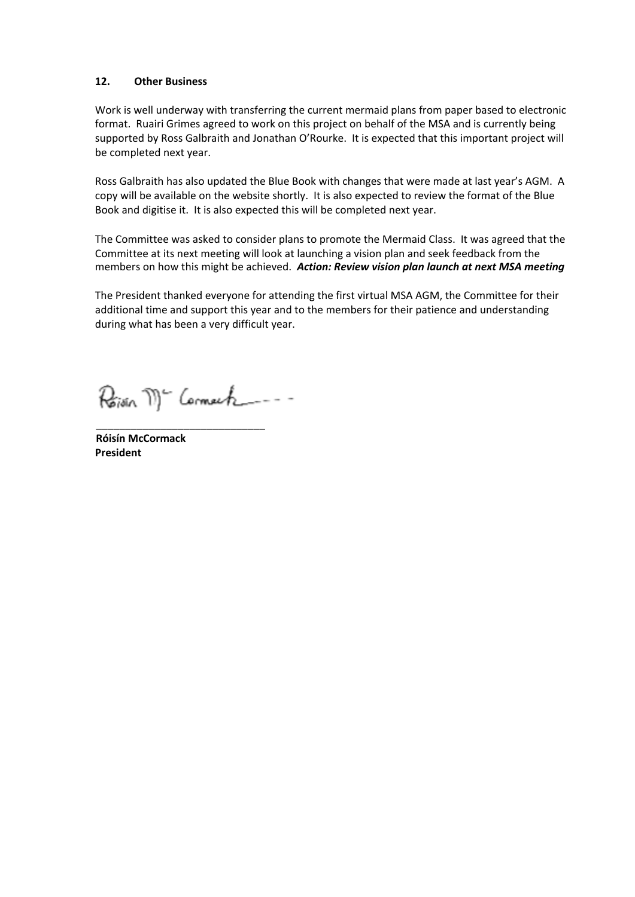## 12. Other Business

Work is well underway with transferring the current mermaid plans from paper based to electronic format. Ruairi Grimes agreed to work on this project on behalf of the MSA and is currently being supported by Ross Galbraith and Jonathan O'Rourke. It is expected that this important project will be completed next year.

Ross Galbraith has also updated the Blue Book with changes that were made at last year's AGM. A copy will be available on the website shortly. It is also expected to review the format of the Blue Book and digitise it. It is also expected this will be completed next year.

The Committee was asked to consider plans to promote the Mermaid Class. It was agreed that the Committee at its next meeting will look at launching a vision plan and seek feedback from the members on how this might be achieved. ***Action: Review vision plan launch at next MSA meeting***

The President thanked everyone for attending the first virtual MSA AGM, the Committee for their additional time and support this year and to the members for their patience and understanding during what has been a very difficult year.

\_\_\_\_\_\_\_\_\_\_\_\_\_\_\_\_\_\_\_\_\_\_\_\_\_\_\_\_\_\_

**Róisín McCormack**
**President**